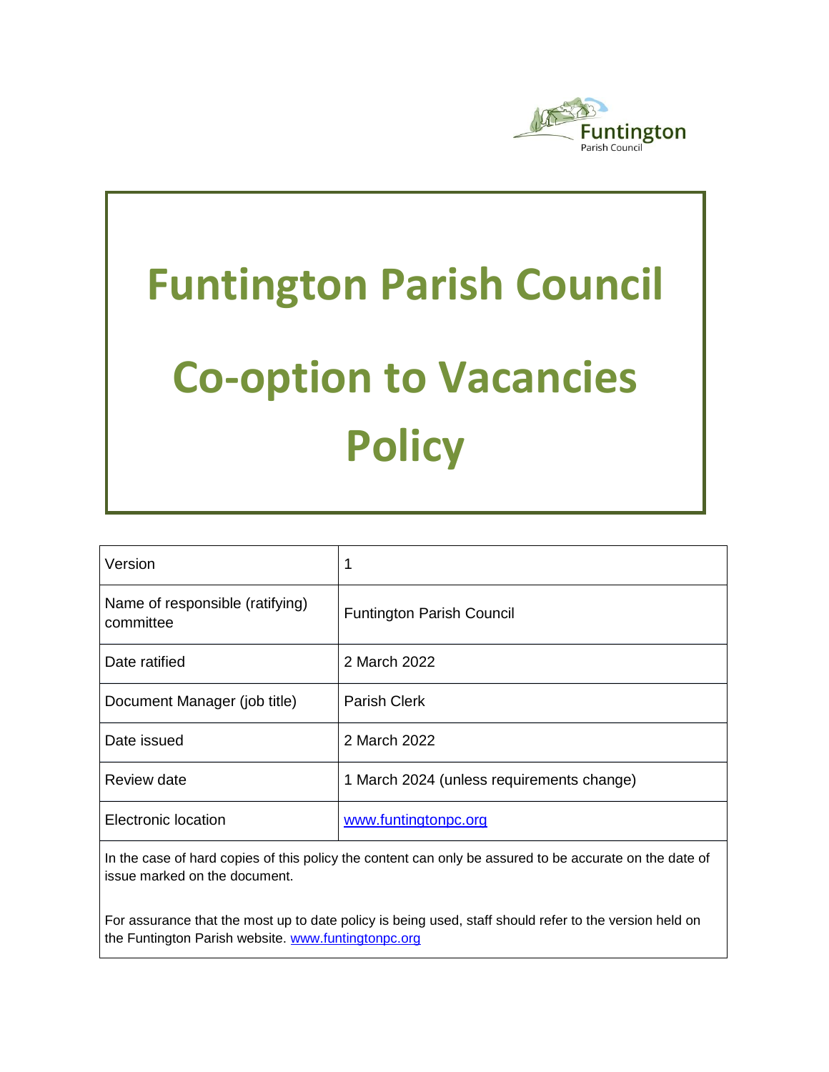Funtington
Parish Council

# Funtington Parish Council

# Co-option to Vacancies Policy

| Version | 1 |
| --- | --- |
| Name of responsible (ratifying) committee | Funtington Parish Council |
| Date ratified | 2 March 2022 |
| Document Manager (job title) | Parish Clerk |
| Date issued | 2 March 2022 |
| Review date | 1 March 2024 (unless requirements change) |
| Electronic location | www.funtingtonpc.org |

In the case of hard copies of this policy the content can only be assured to be accurate on the date of issue marked on the document.

For assurance that the most up to date policy is being used, staff should refer to the version held on the Funtington Parish website. www.funtingtonpc.org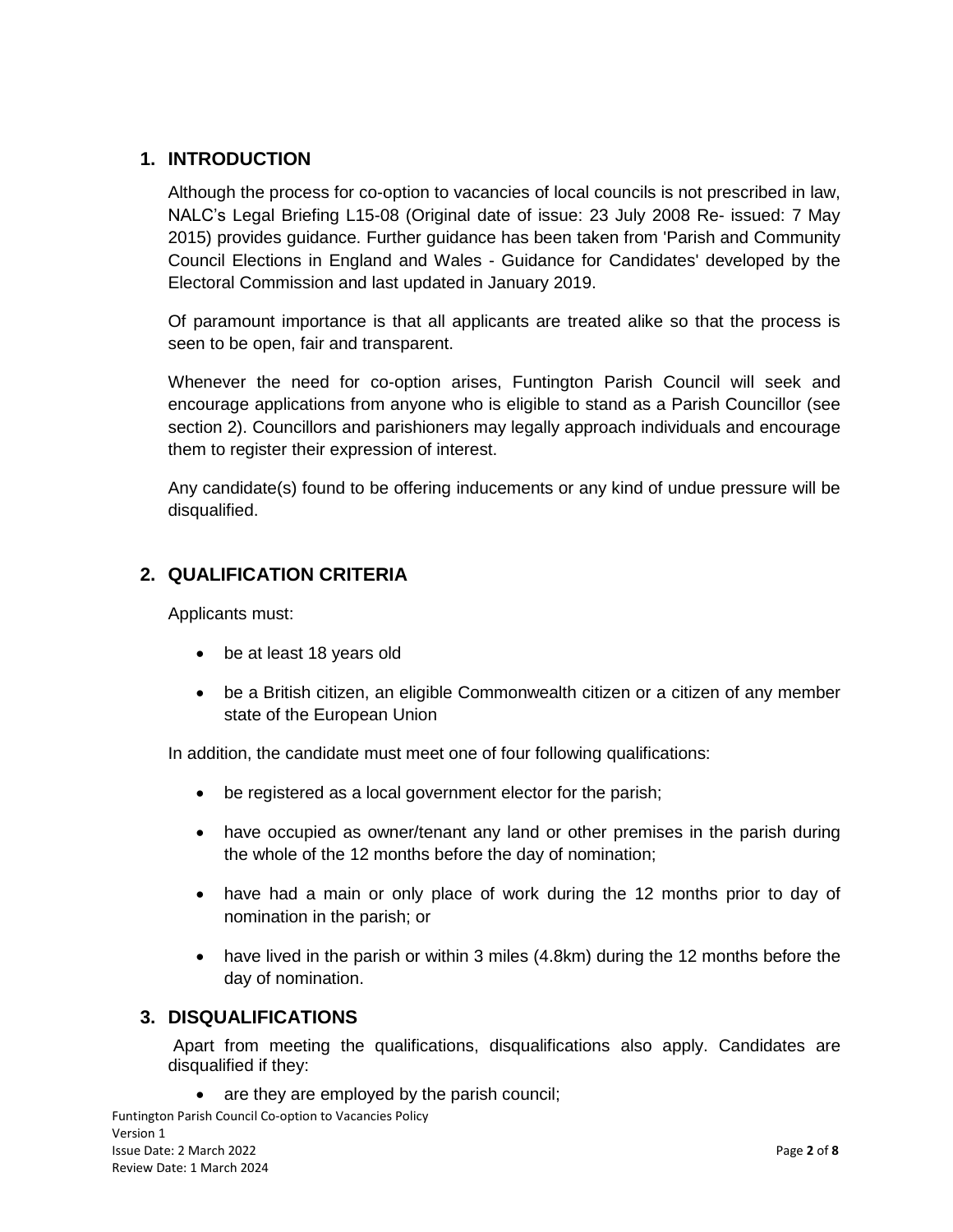## 1. INTRODUCTION

Although the process for co-option to vacancies of local councils is not prescribed in law, NALC's Legal Briefing L15-08 (Original date of issue: 23 July 2008 Re- issued: 7 May 2015) provides guidance. Further guidance has been taken from 'Parish and Community Council Elections in England and Wales - Guidance for Candidates' developed by the Electoral Commission and last updated in January 2019.

Of paramount importance is that all applicants are treated alike so that the process is seen to be open, fair and transparent.

Whenever the need for co-option arises, Funtington Parish Council will seek and encourage applications from anyone who is eligible to stand as a Parish Councillor (see section 2). Councillors and parishioners may legally approach individuals and encourage them to register their expression of interest.

Any candidate(s) found to be offering inducements or any kind of undue pressure will be disqualified.

## 2. QUALIFICATION CRITERIA

Applicants must:

- be at least 18 years old
- be a British citizen, an eligible Commonwealth citizen or a citizen of any member state of the European Union

In addition, the candidate must meet one of four following qualifications:

- be registered as a local government elector for the parish;
- have occupied as owner/tenant any land or other premises in the parish during the whole of the 12 months before the day of nomination;
- have had a main or only place of work during the 12 months prior to day of nomination in the parish; or
- have lived in the parish or within 3 miles (4.8km) during the 12 months before the day of nomination.

## 3. DISQUALIFICATIONS

Apart from meeting the qualifications, disqualifications also apply. Candidates are disqualified if they:

- are they are employed by the parish council;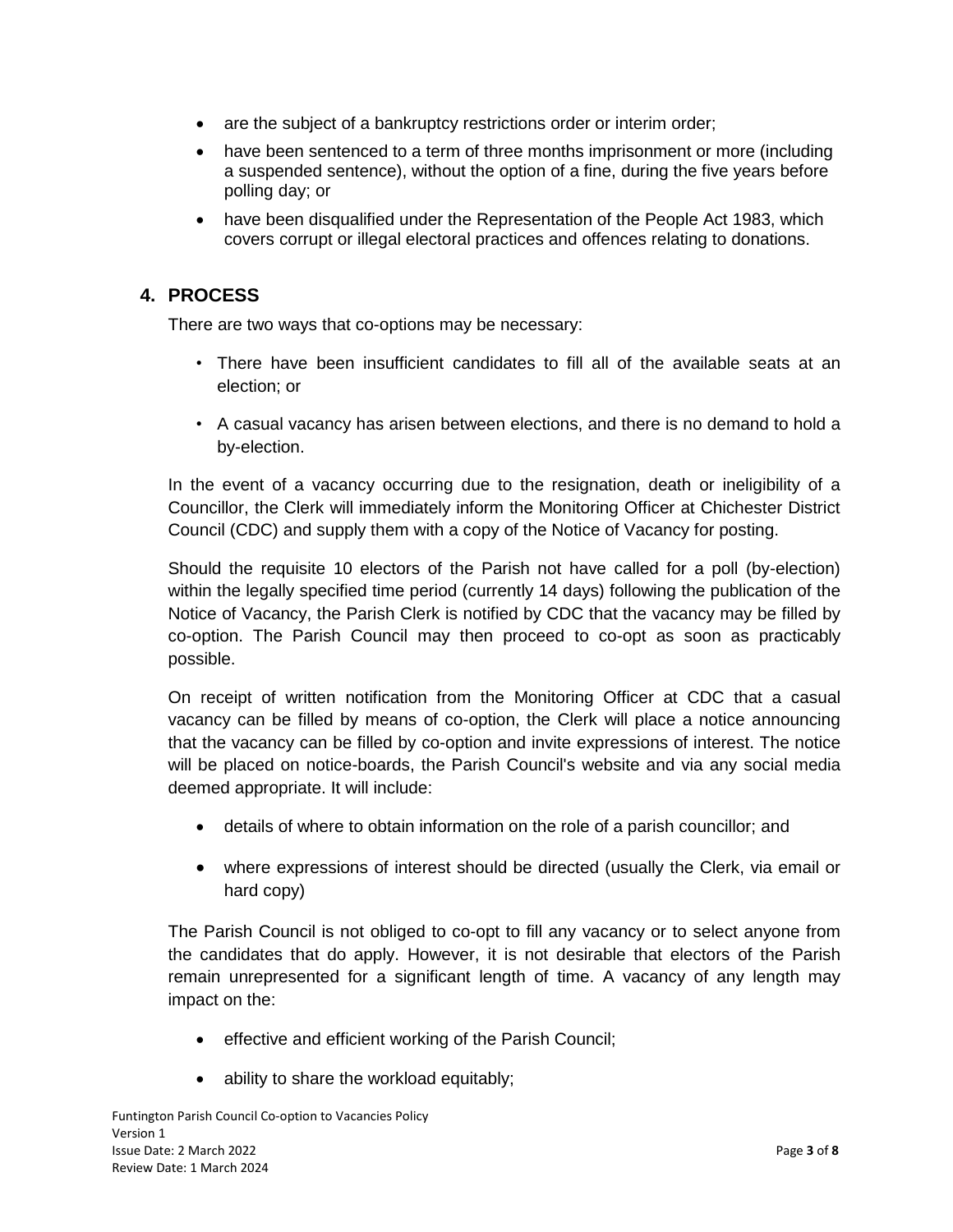- are the subject of a bankruptcy restrictions order or interim order;
- have been sentenced to a term of three months imprisonment or more (including a suspended sentence), without the option of a fine, during the five years before polling day; or
- have been disqualified under the Representation of the People Act 1983, which covers corrupt or illegal electoral practices and offences relating to donations.

## 4. PROCESS

There are two ways that co-options may be necessary:

- There have been insufficient candidates to fill all of the available seats at an election; or
- A casual vacancy has arisen between elections, and there is no demand to hold a by-election.

In the event of a vacancy occurring due to the resignation, death or ineligibility of a Councillor, the Clerk will immediately inform the Monitoring Officer at Chichester District Council (CDC) and supply them with a copy of the Notice of Vacancy for posting.

Should the requisite 10 electors of the Parish not have called for a poll (by-election) within the legally specified time period (currently 14 days) following the publication of the Notice of Vacancy, the Parish Clerk is notified by CDC that the vacancy may be filled by co-option. The Parish Council may then proceed to co-opt as soon as practicably possible.

On receipt of written notification from the Monitoring Officer at CDC that a casual vacancy can be filled by means of co-option, the Clerk will place a notice announcing that the vacancy can be filled by co-option and invite expressions of interest. The notice will be placed on notice-boards, the Parish Council's website and via any social media deemed appropriate. It will include:

- details of where to obtain information on the role of a parish councillor; and
- where expressions of interest should be directed (usually the Clerk, via email or hard copy)

The Parish Council is not obliged to co-opt to fill any vacancy or to select anyone from the candidates that do apply. However, it is not desirable that electors of the Parish remain unrepresented for a significant length of time. A vacancy of any length may impact on the:

- effective and efficient working of the Parish Council;
- ability to share the workload equitably;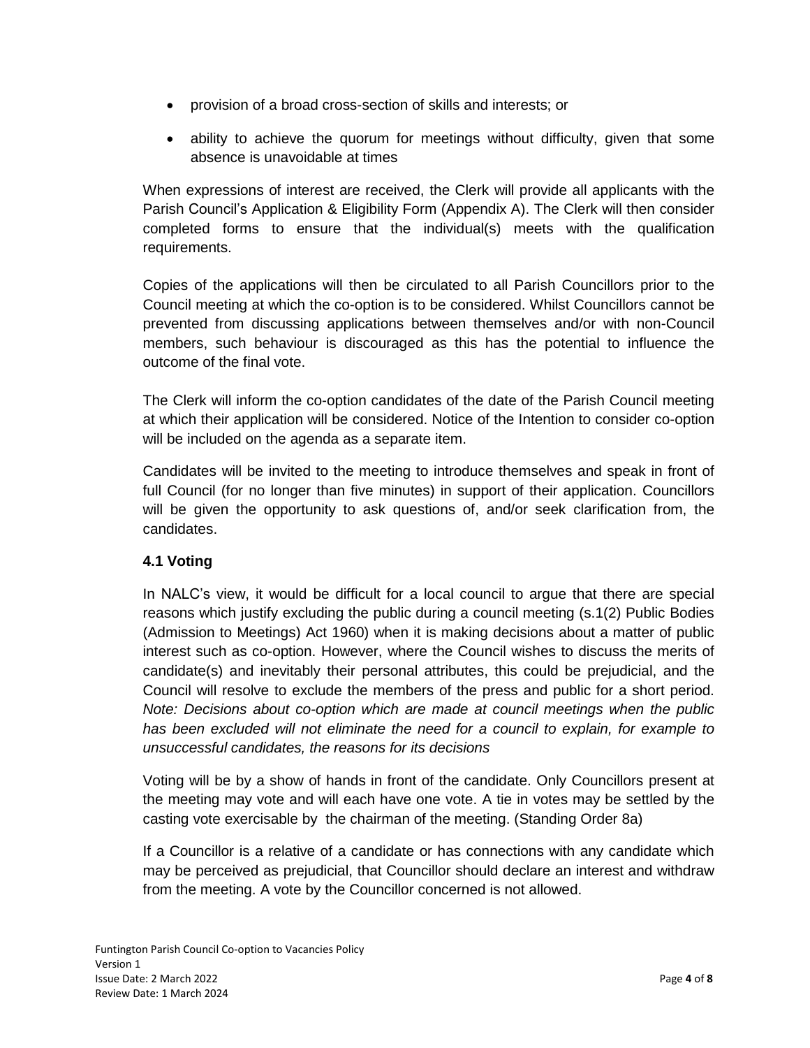- provision of a broad cross-section of skills and interests; or
- ability to achieve the quorum for meetings without difficulty, given that some absence is unavoidable at times

When expressions of interest are received, the Clerk will provide all applicants with the Parish Council's Application & Eligibility Form (Appendix A). The Clerk will then consider completed forms to ensure that the individual(s) meets with the qualification requirements.

Copies of the applications will then be circulated to all Parish Councillors prior to the Council meeting at which the co-option is to be considered. Whilst Councillors cannot be prevented from discussing applications between themselves and/or with non-Council members, such behaviour is discouraged as this has the potential to influence the outcome of the final vote.

The Clerk will inform the co-option candidates of the date of the Parish Council meeting at which their application will be considered. Notice of the Intention to consider co-option will be included on the agenda as a separate item.

Candidates will be invited to the meeting to introduce themselves and speak in front of full Council (for no longer than five minutes) in support of their application. Councillors will be given the opportunity to ask questions of, and/or seek clarification from, the candidates.

### 4.1 Voting

In NALC's view, it would be difficult for a local council to argue that there are special reasons which justify excluding the public during a council meeting (s.1(2) Public Bodies (Admission to Meetings) Act 1960) when it is making decisions about a matter of public interest such as co-option. However, where the Council wishes to discuss the merits of candidate(s) and inevitably their personal attributes, this could be prejudicial, and the Council will resolve to exclude the members of the press and public for a short period. *Note: Decisions about co-option which are made at council meetings when the public has been excluded will not eliminate the need for a council to explain, for example to unsuccessful candidates, the reasons for its decisions*

Voting will be by a show of hands in front of the candidate. Only Councillors present at the meeting may vote and will each have one vote. A tie in votes may be settled by the casting vote exercisable by the chairman of the meeting. (Standing Order 8a)

If a Councillor is a relative of a candidate or has connections with any candidate which may be perceived as prejudicial, that Councillor should declare an interest and withdraw from the meeting. A vote by the Councillor concerned is not allowed.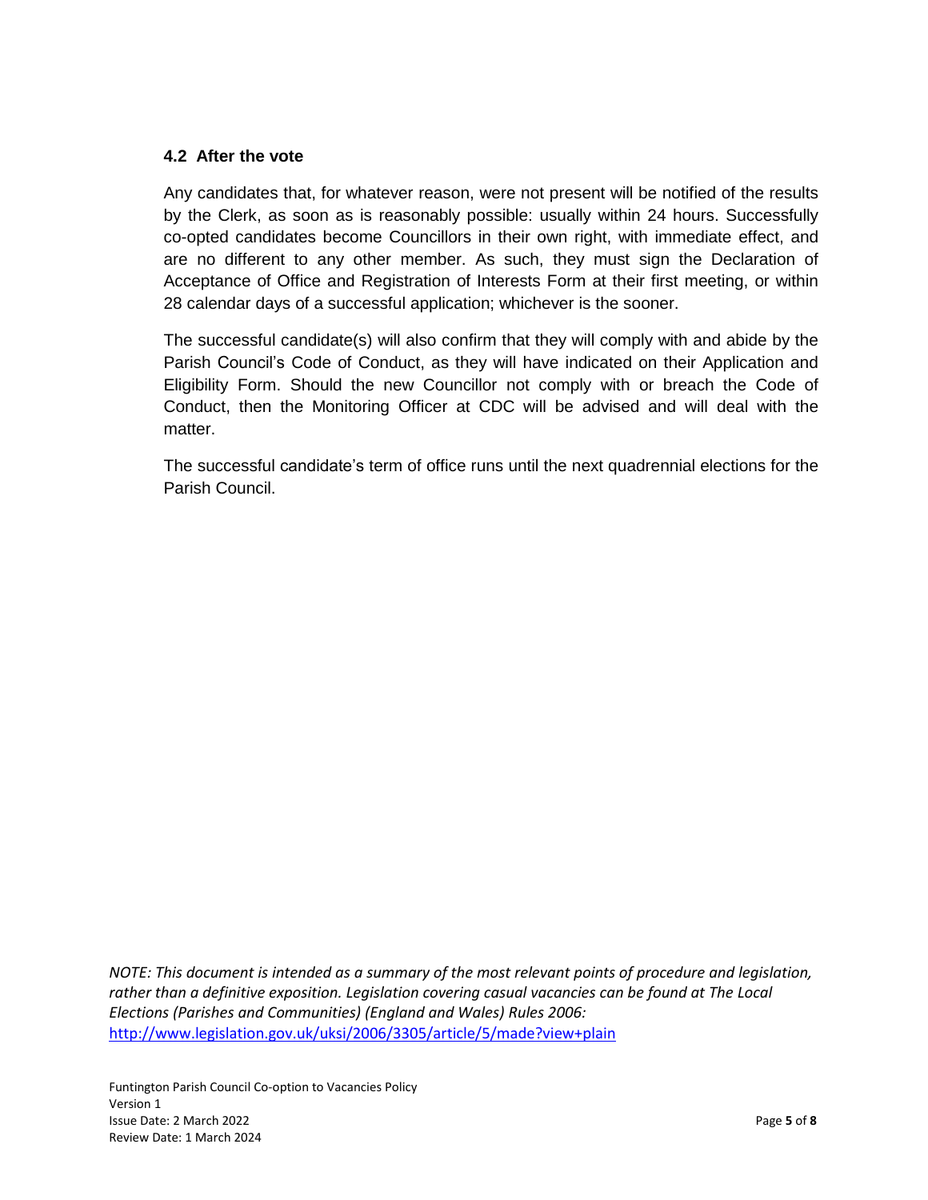### 4.2 After the vote

Any candidates that, for whatever reason, were not present will be notified of the results by the Clerk, as soon as is reasonably possible: usually within 24 hours. Successfully co-opted candidates become Councillors in their own right, with immediate effect, and are no different to any other member. As such, they must sign the Declaration of Acceptance of Office and Registration of Interests Form at their first meeting, or within 28 calendar days of a successful application; whichever is the sooner.

The successful candidate(s) will also confirm that they will comply with and abide by the Parish Council's Code of Conduct, as they will have indicated on their Application and Eligibility Form. Should the new Councillor not comply with or breach the Code of Conduct, then the Monitoring Officer at CDC will be advised and will deal with the matter.

The successful candidate's term of office runs until the next quadrennial elections for the Parish Council.

*NOTE: This document is intended as a summary of the most relevant points of procedure and legislation, rather than a definitive exposition. Legislation covering casual vacancies can be found at The Local Elections (Parishes and Communities) (England and Wales) Rules 2006:* [http://www.legislation.gov.uk/uksi/2006/3305/article/5/made?view+plain](http://www.legislation.gov.uk/uksi/2006/3305/article/5/made?view+plain)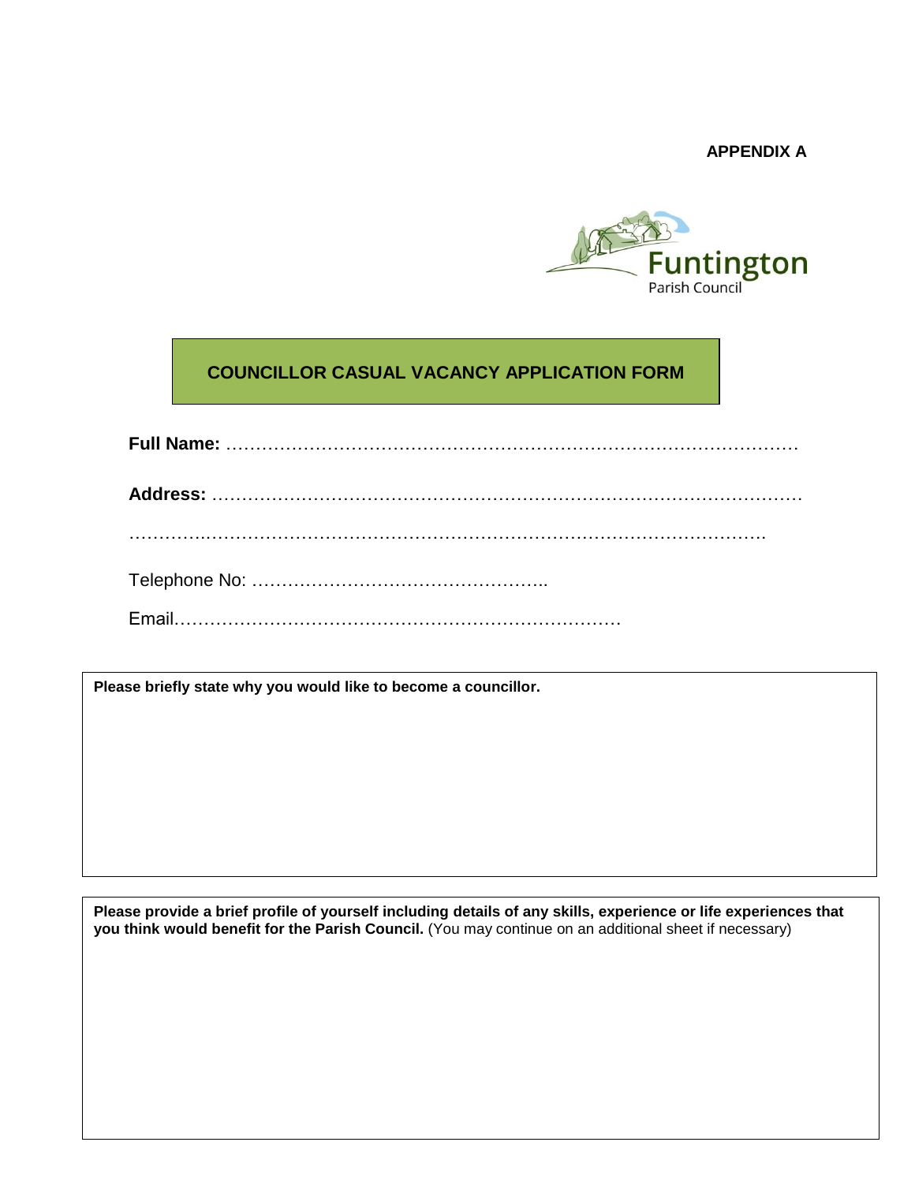**APPENDIX A**

Funtington
Parish Council

## COUNCILLOR CASUAL VACANCY APPLICATION FORM

**Full Name:** ……………………………………………………………………………………

**Address:** ………………………………………………………………………………………

……………………………………………………………………………………………….

Telephone No: …………………………………………..

Email…………………………………………………………………

| **Please briefly state why you would like to become a councillor.** |
| --- |
| |

| **Please provide a brief profile of yourself including details of any skills, experience or life experiences that you think would benefit for the Parish Council.** (You may continue on an additional sheet if necessary) |
| --- |
| |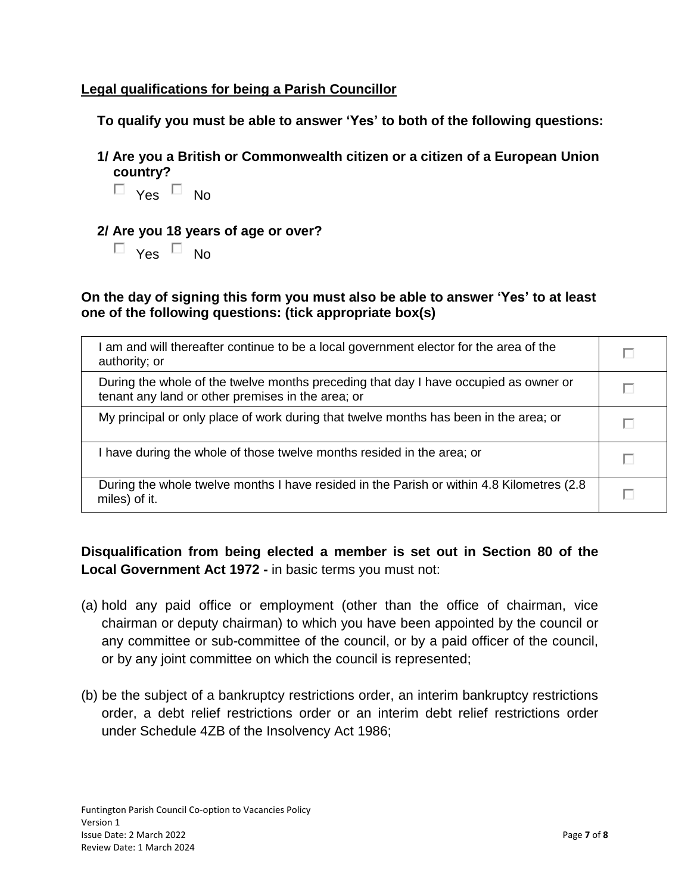**Legal qualifications for being a Parish Councillor**

**To qualify you must be able to answer 'Yes' to both of the following questions:**

**1/ Are you a British or Commonwealth citizen or a citizen of a European Union country?**

☐ Yes ☐ No

**2/ Are you 18 years of age or over?**

☐ Yes ☐ No

**On the day of signing this form you must also be able to answer 'Yes' to at least one of the following questions: (tick appropriate box(s)**

| | |
|---|---|
| I am and will thereafter continue to be a local government elector for the area of the authority; or | ☐ |
| During the whole of the twelve months preceding that day I have occupied as owner or tenant any land or other premises in the area; or | ☐ |
| My principal or only place of work during that twelve months has been in the area; or | ☐ |
| I have during the whole of those twelve months resided in the area; or | ☐ |
| During the whole twelve months I have resided in the Parish or within 4.8 Kilometres (2.8 miles) of it. | ☐ |

**Disqualification from being elected a member is set out in Section 80 of the Local Government Act 1972 -** in basic terms you must not:

(a) hold any paid office or employment (other than the office of chairman, vice chairman or deputy chairman) to which you have been appointed by the council or any committee or sub-committee of the council, or by a paid officer of the council, or by any joint committee on which the council is represented;

(b) be the subject of a bankruptcy restrictions order, an interim bankruptcy restrictions order, a debt relief restrictions order or an interim debt relief restrictions order under Schedule 4ZB of the Insolvency Act 1986;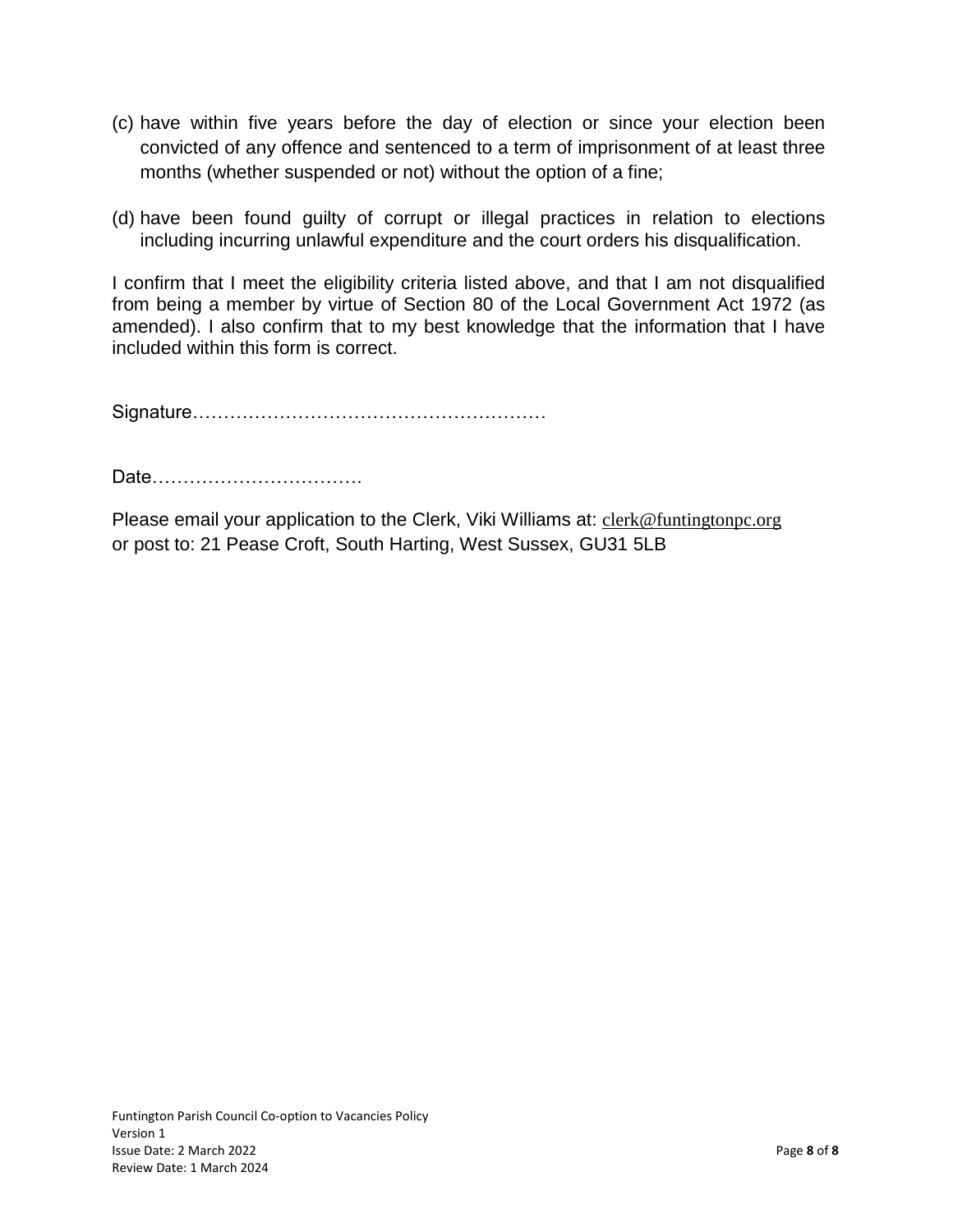(c) have within five years before the day of election or since your election been convicted of any offence and sentenced to a term of imprisonment of at least three months (whether suspended or not) without the option of a fine;

(d) have been found guilty of corrupt or illegal practices in relation to elections including incurring unlawful expenditure and the court orders his disqualification.

I confirm that I meet the eligibility criteria listed above, and that I am not disqualified from being a member by virtue of Section 80 of the Local Government Act 1972 (as amended). I also confirm that to my best knowledge that the information that I have included within this form is correct.

Signature…………………………………………………

Date…………………………….

Please email your application to the Clerk, Viki Williams at: clerk@funtingtonpc.org
or post to: 21 Pease Croft, South Harting, West Sussex, GU31 5LB